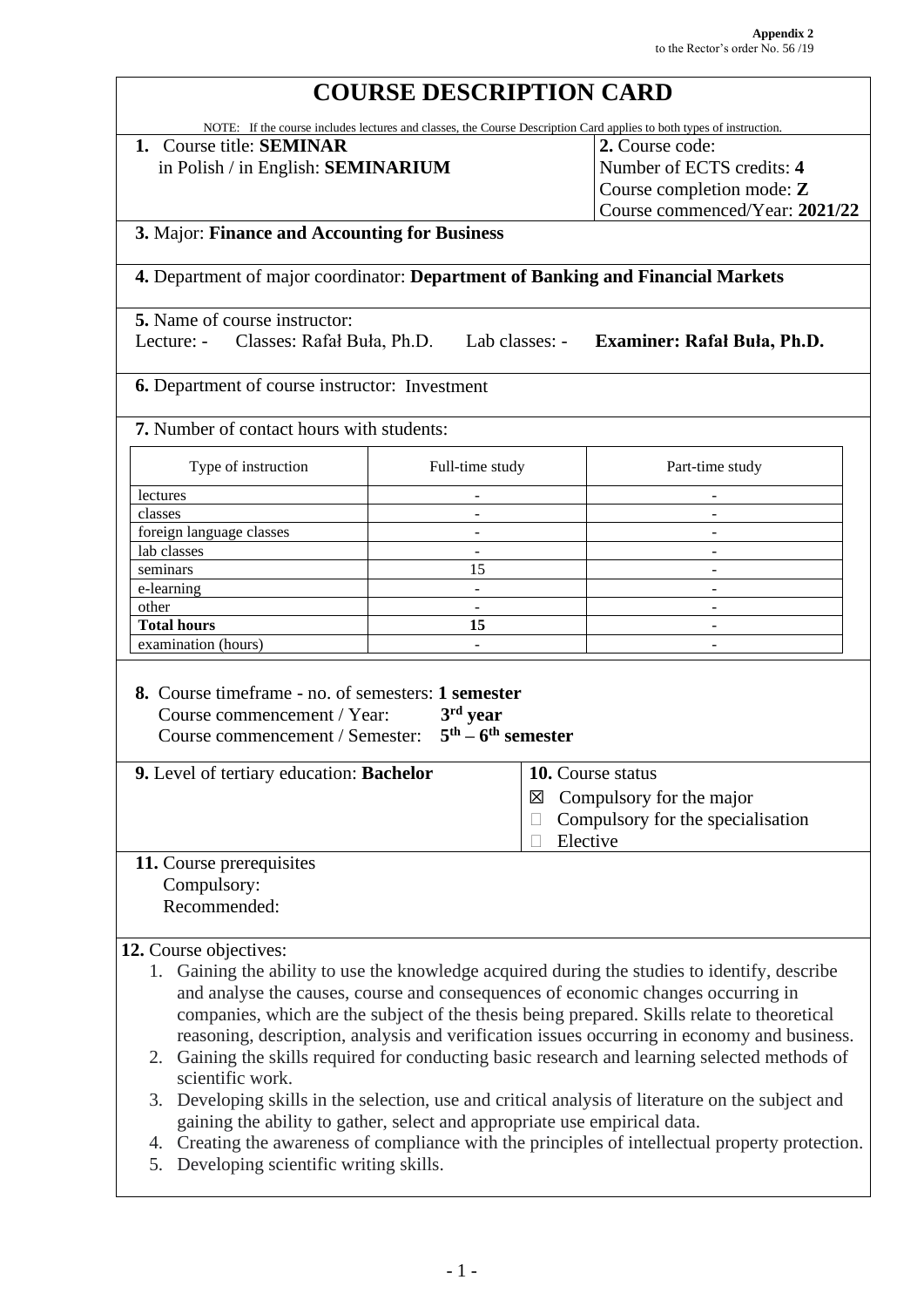**Appendix 2**
to the Rector's order No. 56 /19

# COURSE DESCRIPTION CARD

NOTE: If the course includes lectures and classes, the Course Description Card applies to both types of instruction.

**1.** Course title: **SEMINAR**
in Polish / in English: **SEMINARIUM**

**2.** Course code:
Number of ECTS credits: **4**
Course completion mode: **Z**
Course commenced/Year: **2021/22**

**3.** Major: **Finance and Accounting for Business**

**4.** Department of major coordinator: **Department of Banking and Financial Markets**

**5.** Name of course instructor:
Lecture: - Classes: Rafał Buła, Ph.D. Lab classes: - **Examiner: Rafał Buła, Ph.D.**

**6.** Department of course instructor: Investment

**7.** Number of contact hours with students:

| Type of instruction | Full-time study | Part-time study |
|---|---|---|
| lectures | - | - |
| classes | - | - |
| foreign language classes | - | - |
| lab classes | - | - |
| seminars | 15 | - |
| e-learning | - | - |
| other | - | - |
| **Total hours** | **15** | - |
| examination (hours) | - | - |

**8.** Course timeframe - no. of semesters: **1 semester**
Course commencement / Year: **3rd year**
Course commencement / Semester: **5th – 6th semester**

**9.** Level of tertiary education: **Bachelor**

**10.** Course status
- ☒ Compulsory for the major
- ☐ Compulsory for the specialisation
- ☐ Elective

**11.** Course prerequisites
Compulsory:
Recommended:

**12.** Course objectives:
1. Gaining the ability to use the knowledge acquired during the studies to identify, describe and analyse the causes, course and consequences of economic changes occurring in companies, which are the subject of the thesis being prepared. Skills relate to theoretical reasoning, description, analysis and verification issues occurring in economy and business.
2. Gaining the skills required for conducting basic research and learning selected methods of scientific work.
3. Developing skills in the selection, use and critical analysis of literature on the subject and gaining the ability to gather, select and appropriate use empirical data.
4. Creating the awareness of compliance with the principles of intellectual property protection.
5. Developing scientific writing skills.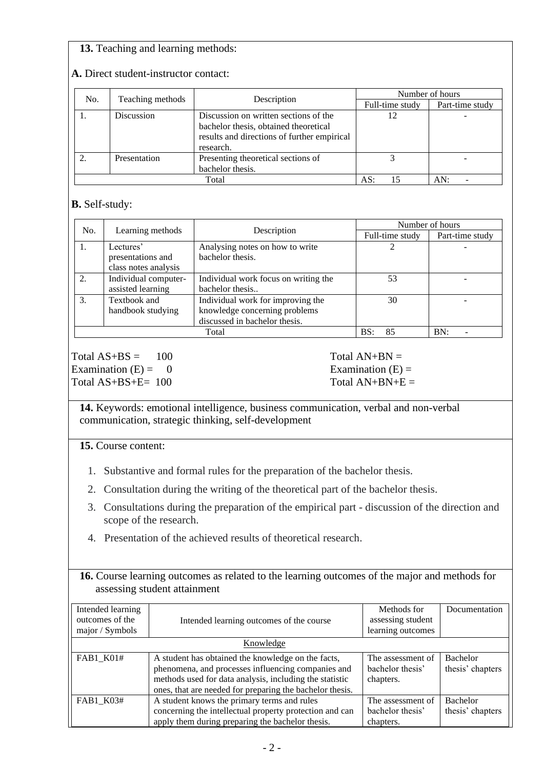**13.** Teaching and learning methods:

**A.** Direct student-instructor contact:

| No. | Teaching methods | Description | Number of hours | |
|---|---|---|---|---|
| | | | Full-time study | Part-time study |
| 1. | Discussion | Discussion on written sections of the bachelor thesis, obtained theoretical results and directions of further empirical research. | 12 | - |
| 2. | Presentation | Presenting theoretical sections of bachelor thesis. | 3 | - |
| | | Total | AS: 15 | AN: - |

**B.** Self-study:

| No. | Learning methods | Description | Number of hours | |
|---|---|---|---|---|
| | | | Full-time study | Part-time study |
| 1. | Lectures' presentations and class notes analysis | Analysing notes on how to write bachelor thesis. | 2 | - |
| 2. | Individual computer-assisted learning | Individual work focus on writing the bachelor thesis.. | 53 | - |
| 3. | Textbook and handbook studying | Individual work for improving the knowledge concerning problems discussed in bachelor thesis. | 30 | - |
| | | Total | BS: 85 | BN: - |

Total AS+BS = 100
Examination (E) = 0
Total AS+BS+E= 100

Total AN+BN =
Examination (E) =
Total AN+BN+E =

**14.** Keywords: emotional intelligence, business communication, verbal and non-verbal communication, strategic thinking, self-development

**15.** Course content:

1. Substantive and formal rules for the preparation of the bachelor thesis.
2. Consultation during the writing of the theoretical part of the bachelor thesis.
3. Consultations during the preparation of the empirical part - discussion of the direction and scope of the research.
4. Presentation of the achieved results of theoretical research.

**16.** Course learning outcomes as related to the learning outcomes of the major and methods for assessing student attainment

| Intended learning outcomes of the major / Symbols | Intended learning outcomes of the course | Methods for assessing student learning outcomes | Documentation |
|---|---|---|---|
| | Knowledge | | |
| FAB1_K01# | A student has obtained the knowledge on the facts, phenomena, and processes influencing companies and methods used for data analysis, including the statistic ones, that are needed for preparing the bachelor thesis. | The assessment of bachelor thesis' chapters. | Bachelor thesis' chapters |
| FAB1_K03# | A student knows the primary terms and rules concerning the intellectual property protection and can apply them during preparing the bachelor thesis. | The assessment of bachelor thesis' chapters. | Bachelor thesis' chapters |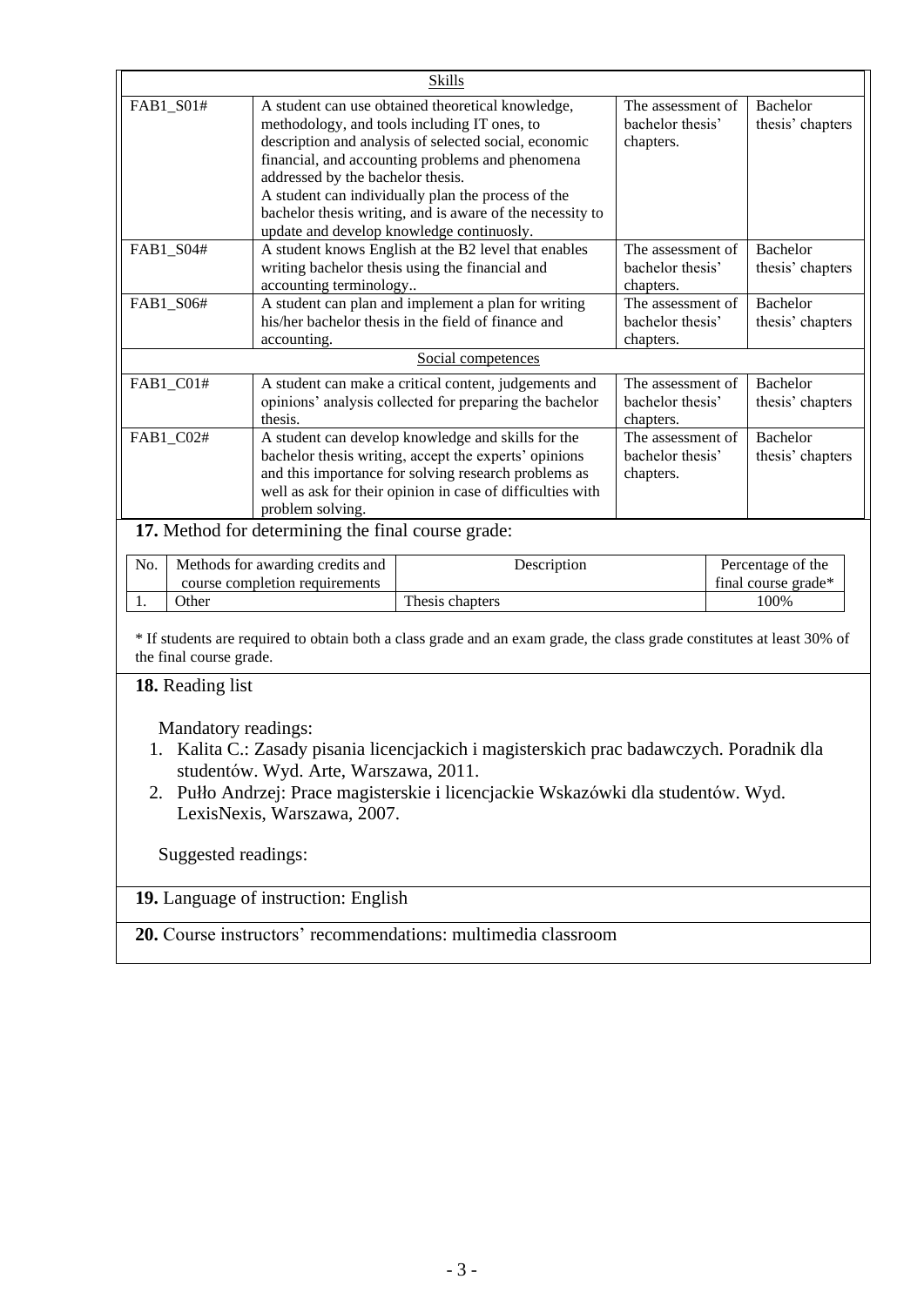| | | | |
|---|---|---|---|
| Skills | | | |
| FAB1_S01# | A student can use obtained theoretical knowledge, methodology, and tools including IT ones, to description and analysis of selected social, economic financial, and accounting problems and phenomena addressed by the bachelor thesis. A student can individually plan the process of the bachelor thesis writing, and is aware of the necessity to update and develop knowledge continuosly. | The assessment of bachelor thesis' chapters. | Bachelor thesis' chapters |
| FAB1_S04# | A student knows English at the B2 level that enables writing bachelor thesis using the financial and accounting terminology.. | The assessment of bachelor thesis' chapters. | Bachelor thesis' chapters |
| FAB1_S06# | A student can plan and implement a plan for writing his/her bachelor thesis in the field of finance and accounting. | The assessment of bachelor thesis' chapters. | Bachelor thesis' chapters |
| Social competences | | | |
| FAB1_C01# | A student can make a critical content, judgements and opinions' analysis collected for preparing the bachelor thesis. | The assessment of bachelor thesis' chapters. | Bachelor thesis' chapters |
| FAB1_C02# | A student can develop knowledge and skills for the bachelor thesis writing, accept the experts' opinions and this importance for solving research problems as well as ask for their opinion in case of difficulties with problem solving. | The assessment of bachelor thesis' chapters. | Bachelor thesis' chapters |

**17.** Method for determining the final course grade:

| No. | Methods for awarding credits and course completion requirements | Description | Percentage of the final course grade* |
|---|---|---|---|
| 1. | Other | Thesis chapters | 100% |

* If students are required to obtain both a class grade and an exam grade, the class grade constitutes at least 30% of the final course grade.

**18.** Reading list

Mandatory readings:

1. Kalita C.: Zasady pisania licencjackich i magisterskich prac badawczych. Poradnik dla studentów. Wyd. Arte, Warszawa, 2011.
2. Pułło Andrzej: Prace magisterskie i licencjackie Wskazówki dla studentów. Wyd. LexisNexis, Warszawa, 2007.

Suggested readings:

**19.** Language of instruction: English

**20.** Course instructors' recommendations: multimedia classroom